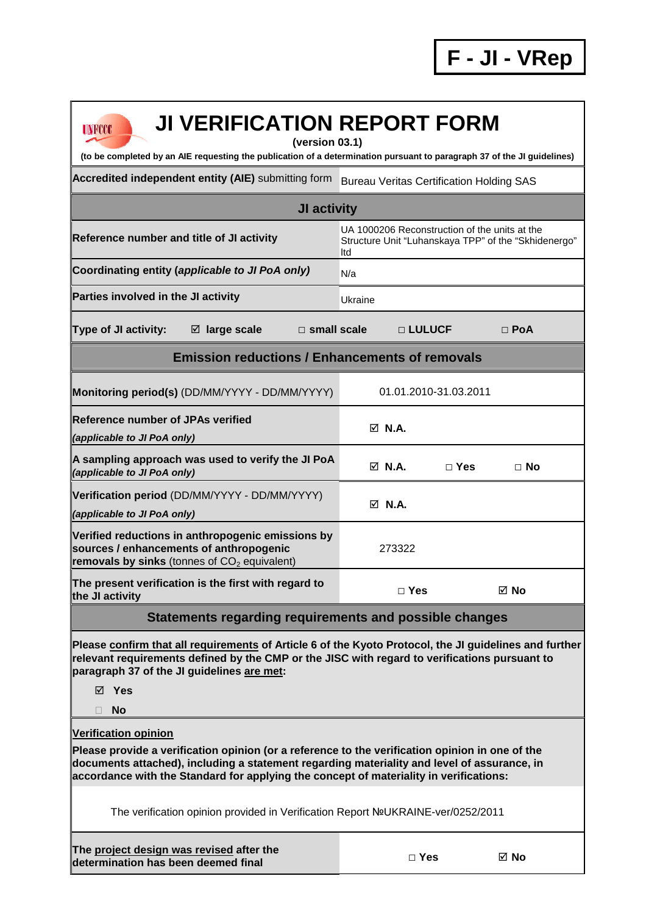**F - JI - VRep**

# JI VERIFICATION REPORT FORM

**(version 03.1)**

**(to be completed by an AIE requesting the publication of a determination pursuant to paragraph 37 of the JI guidelines)**

| **Accredited independent entity (AIE)** submitting form | Bureau Veritas Certification Holding SAS |
|---|---|
| **JI activity** | |
| **Reference number and title of JI activity** | UA 1000206 Reconstruction of the units at the Structure Unit "Luhanskaya TPP" of the "Skhidenergo" ltd |
| **Coordinating entity (*applicable to JI PoA only*)** | N/a |
| **Parties involved in the JI activity** | Ukraine |
| **Type of JI activity:** ☑ **large scale** □ **small scale** □ **LULUCF** □ **PoA** | |
| **Emission reductions / Enhancements of removals** | |
| **Monitoring period(s)** (DD/MM/YYYY - DD/MM/YYYY) | 01.01.2010-31.03.2011 |
| **Reference number of JPAs verified** *(applicable to JI PoA only)* | ☑ **N.A.** |
| **A sampling approach was used to verify the JI PoA** *(applicable to JI PoA only)* | ☑ **N.A.** □ **Yes** □ **No** |
| **Verification period** (DD/MM/YYYY - DD/MM/YYYY) *(applicable to JI PoA only)* | ☑ **N.A.** |
| **Verified reductions in anthropogenic emissions by sources / enhancements of anthropogenic removals by sinks** (tonnes of $CO_2$ equivalent) | 273322 |
| **The present verification is the first with regard to the JI activity** | □ **Yes** ☑ **No** |

**Statements regarding requirements and possible changes**

**Please confirm that all requirements of Article 6 of the Kyoto Protocol, the JI guidelines and further relevant requirements defined by the CMP or the JISC with regard to verifications pursuant to paragraph 37 of the JI guidelines are met:**

☑ **Yes**

□ **No**

**Verification opinion**

**Please provide a verification opinion (or a reference to the verification opinion in one of the documents attached), including a statement regarding materiality and level of assurance, in accordance with the Standard for applying the concept of materiality in verifications:**

The verification opinion provided in Verification Report №UKRAINE-ver/0252/2011

| **The project design was revised after the determination has been deemed final** | □ **Yes** ☑ **No** |
|---|---|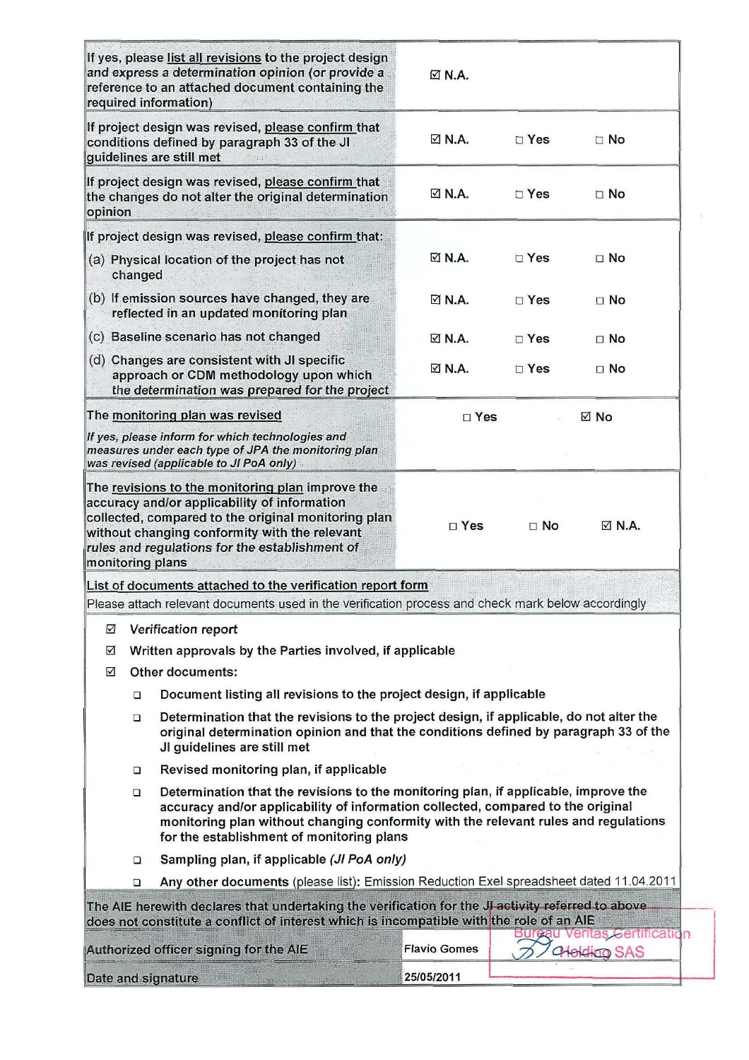| | | | |
|---|---|---|---|
| If yes, please list all revisions to the project design and express a determination opinion (or provide a reference to an attached document containing the required information) | ☑ N.A. | | |
| If project design was revised, please confirm that conditions defined by paragraph 33 of the JI guidelines are still met | ☑ N.A. | □ Yes | □ No |
| If project design was revised, please confirm that the changes do not alter the original determination opinion | ☑ N.A. | □ Yes | □ No |
| If project design was revised, please confirm that: | | | |
| (a) Physical location of the project has not changed | ☑ N.A. | □ Yes | □ No |
| (b) If emission sources have changed, they are reflected in an updated monitoring plan | ☑ N.A. | □ Yes | □ No |
| (c) Baseline scenario has not changed | ☑ N.A. | □ Yes | □ No |
| (d) Changes are consistent with JI specific approach or CDM methodology upon which the determination was prepared for the project | ☑ N.A. | □ Yes | □ No |
| The monitoring plan was revised<br>*If yes, please inform for which technologies and measures under each type of JPA the monitoring plan was revised (applicable to JI PoA only)* | □ Yes | | ☑ No |
| The revisions to the monitoring plan improve the accuracy and/or applicability of information collected, compared to the original monitoring plan without changing conformity with the relevant rules and regulations for the establishment of monitoring plans | □ Yes | □ No | ☑ N.A. |

**List of documents attached to the verification report form**

Please attach relevant documents used in the verification process and check mark below accordingly

- ☑ *Verification report*
- ☑ Written approvals by the Parties involved, if applicable
- ☑ Other documents:
  - ❑ Document listing all revisions to the project design, if applicable
  - ❑ Determination that the revisions to the project design, if applicable, do not alter the original determination opinion and that the conditions defined by paragraph 33 of the JI guidelines are still met
  - ❑ Revised monitoring plan, if applicable
  - ❑ Determination that the revisions to the monitoring plan, if applicable, improve the accuracy and/or applicability of information collected, compared to the original monitoring plan without changing conformity with the relevant rules and regulations for the establishment of monitoring plans
  - ❑ Sampling plan, if applicable *(JI PoA only)*
  - ❑ Any other documents (please list): Emission Reduction Exel spreadsheet dated 11.04.2011

The AIE herewith declares that undertaking the verification for the JI activity referred to above does not constitute a conflict of interest which is incompatible with the role of an AIE

| | |
|---|---|
| Authorized officer signing for the AIE | Flavio Gomes |
| Date and signature | 25/05/2011 |

Bureau Veritas Certification Holding SAS